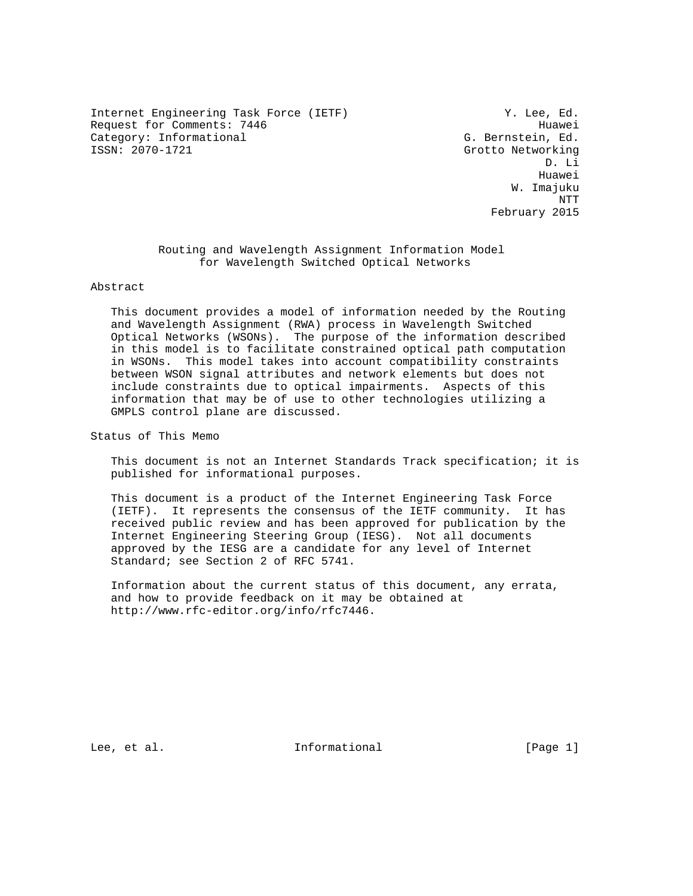Internet Engineering Task Force (IETF)  
Request for Comments: 7446  
Category: Informational  
ISSN: 2070-1721

Y. Lee, Ed.  
Huawei  
G. Bernstein, Ed.  
Grotto Networking  
D. Li  
Huawei  
W. Imajuku  
NTT  
February 2015

# Routing and Wavelength Assignment Information Model for Wavelength Switched Optical Networks

## Abstract

This document provides a model of information needed by the Routing and Wavelength Assignment (RWA) process in Wavelength Switched Optical Networks (WSONs). The purpose of the information described in this model is to facilitate constrained optical path computation in WSONs. This model takes into account compatibility constraints between WSON signal attributes and network elements but does not include constraints due to optical impairments. Aspects of this information that may be of use to other technologies utilizing a GMPLS control plane are discussed.

## Status of This Memo

This document is not an Internet Standards Track specification; it is published for informational purposes.

This document is a product of the Internet Engineering Task Force (IETF). It represents the consensus of the IETF community. It has received public review and has been approved for publication by the Internet Engineering Steering Group (IESG). Not all documents approved by the IESG are a candidate for any level of Internet Standard; see Section 2 of RFC 5741.

Information about the current status of this document, any errata, and how to provide feedback on it may be obtained at http://www.rfc-editor.org/info/rfc7446.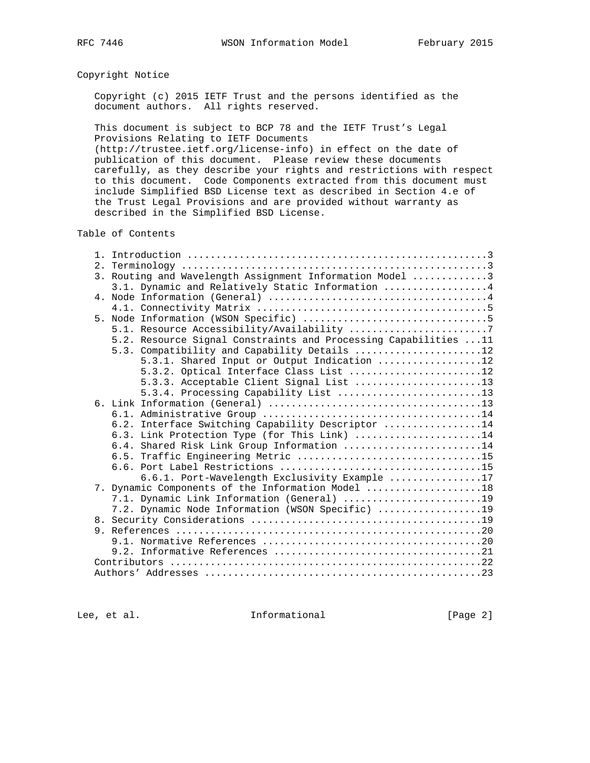## Copyright Notice

Copyright (c) 2015 IETF Trust and the persons identified as the document authors. All rights reserved.

This document is subject to BCP 78 and the IETF Trust's Legal Provisions Relating to IETF Documents (http://trustee.ietf.org/license-info) in effect on the date of publication of this document. Please review these documents carefully, as they describe your rights and restrictions with respect to this document. Code Components extracted from this document must include Simplified BSD License text as described in Section 4.e of the Trust Legal Provisions and are provided without warranty as described in the Simplified BSD License.

## Table of Contents

```
   1. Introduction ....................................................3
   2. Terminology .....................................................3
   3. Routing and Wavelength Assignment Information Model .............3
      3.1. Dynamic and Relatively Static Information ..................4
   4. Node Information (General) ......................................4
      4.1. Connectivity Matrix ........................................5
   5. Node Information (WSON Specific) ................................5
      5.1. Resource Accessibility/Availability ........................7
      5.2. Resource Signal Constraints and Processing Capabilities ...11
      5.3. Compatibility and Capability Details ......................12
           5.3.1. Shared Input or Output Indication ..................12
           5.3.2. Optical Interface Class List .......................12
           5.3.3. Acceptable Client Signal List ......................13
           5.3.4. Processing Capability List .........................13
   6. Link Information (General) .....................................13
      6.1. Administrative Group ......................................14
      6.2. Interface Switching Capability Descriptor .................14
      6.3. Link Protection Type (for This Link) ......................14
      6.4. Shared Risk Link Group Information ........................14
      6.5. Traffic Engineering Metric ................................15
      6.6. Port Label Restrictions ...................................15
           6.6.1. Port-Wavelength Exclusivity Example ................17
   7. Dynamic Components of the Information Model ....................18
      7.1. Dynamic Link Information (General) ........................19
      7.2. Dynamic Node Information (WSON Specific) ..................19
   8. Security Considerations ........................................19
   9. References .....................................................20
      9.1. Normative References ......................................20
      9.2. Informative References ....................................21
   Contributors ......................................................22
   Authors' Addresses ................................................23
```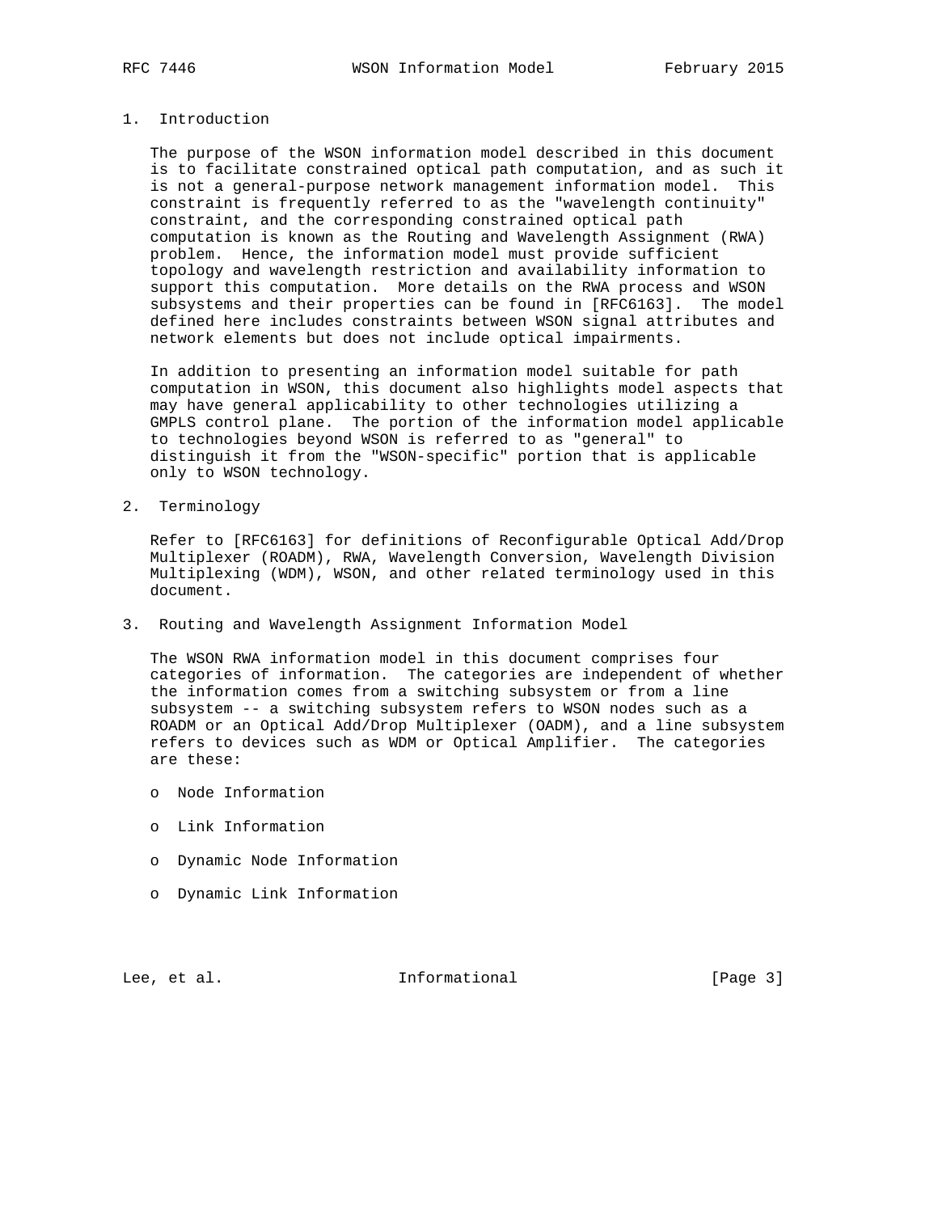# 1. Introduction

The purpose of the WSON information model described in this document is to facilitate constrained optical path computation, and as such it is not a general-purpose network management information model. This constraint is frequently referred to as the "wavelength continuity" constraint, and the corresponding constrained optical path computation is known as the Routing and Wavelength Assignment (RWA) problem. Hence, the information model must provide sufficient topology and wavelength restriction and availability information to support this computation. More details on the RWA process and WSON subsystems and their properties can be found in [RFC6163]. The model defined here includes constraints between WSON signal attributes and network elements but does not include optical impairments.

In addition to presenting an information model suitable for path computation in WSON, this document also highlights model aspects that may have general applicability to other technologies utilizing a GMPLS control plane. The portion of the information model applicable to technologies beyond WSON is referred to as "general" to distinguish it from the "WSON-specific" portion that is applicable only to WSON technology.

# 2. Terminology

Refer to [RFC6163] for definitions of Reconfigurable Optical Add/Drop Multiplexer (ROADM), RWA, Wavelength Conversion, Wavelength Division Multiplexing (WDM), WSON, and other related terminology used in this document.

# 3. Routing and Wavelength Assignment Information Model

The WSON RWA information model in this document comprises four categories of information. The categories are independent of whether the information comes from a switching subsystem or from a line subsystem -- a switching subsystem refers to WSON nodes such as a ROADM or an Optical Add/Drop Multiplexer (OADM), and a line subsystem refers to devices such as WDM or Optical Amplifier. The categories are these:

- Node Information
- Link Information
- Dynamic Node Information
- Dynamic Link Information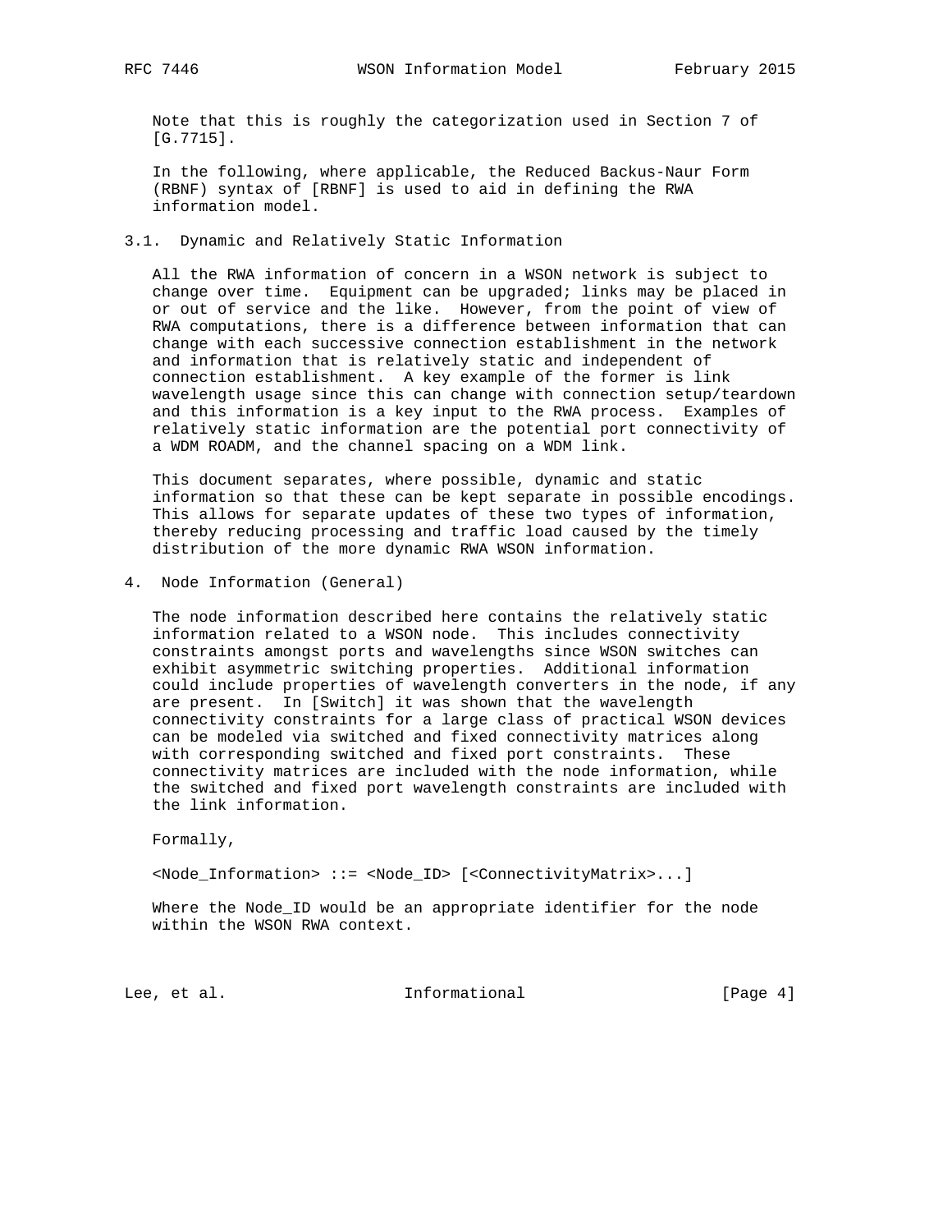Note that this is roughly the categorization used in Section 7 of [G.7715].

In the following, where applicable, the Reduced Backus-Naur Form (RBNF) syntax of [RBNF] is used to aid in defining the RWA information model.

## 3.1. Dynamic and Relatively Static Information

All the RWA information of concern in a WSON network is subject to change over time. Equipment can be upgraded; links may be placed in or out of service and the like. However, from the point of view of RWA computations, there is a difference between information that can change with each successive connection establishment in the network and information that is relatively static and independent of connection establishment. A key example of the former is link wavelength usage since this can change with connection setup/teardown and this information is a key input to the RWA process. Examples of relatively static information are the potential port connectivity of a WDM ROADM, and the channel spacing on a WDM link.

This document separates, where possible, dynamic and static information so that these can be kept separate in possible encodings. This allows for separate updates of these two types of information, thereby reducing processing and traffic load caused by the timely distribution of the more dynamic RWA WSON information.

# 4. Node Information (General)

The node information described here contains the relatively static information related to a WSON node. This includes connectivity constraints amongst ports and wavelengths since WSON switches can exhibit asymmetric switching properties. Additional information could include properties of wavelength converters in the node, if any are present. In [Switch] it was shown that the wavelength connectivity constraints for a large class of practical WSON devices can be modeled via switched and fixed connectivity matrices along with corresponding switched and fixed port constraints. These connectivity matrices are included with the node information, while the switched and fixed port wavelength constraints are included with the link information.

Formally,

```
<Node_Information> ::= <Node_ID> [<ConnectivityMatrix>...]
```

Where the Node_ID would be an appropriate identifier for the node within the WSON RWA context.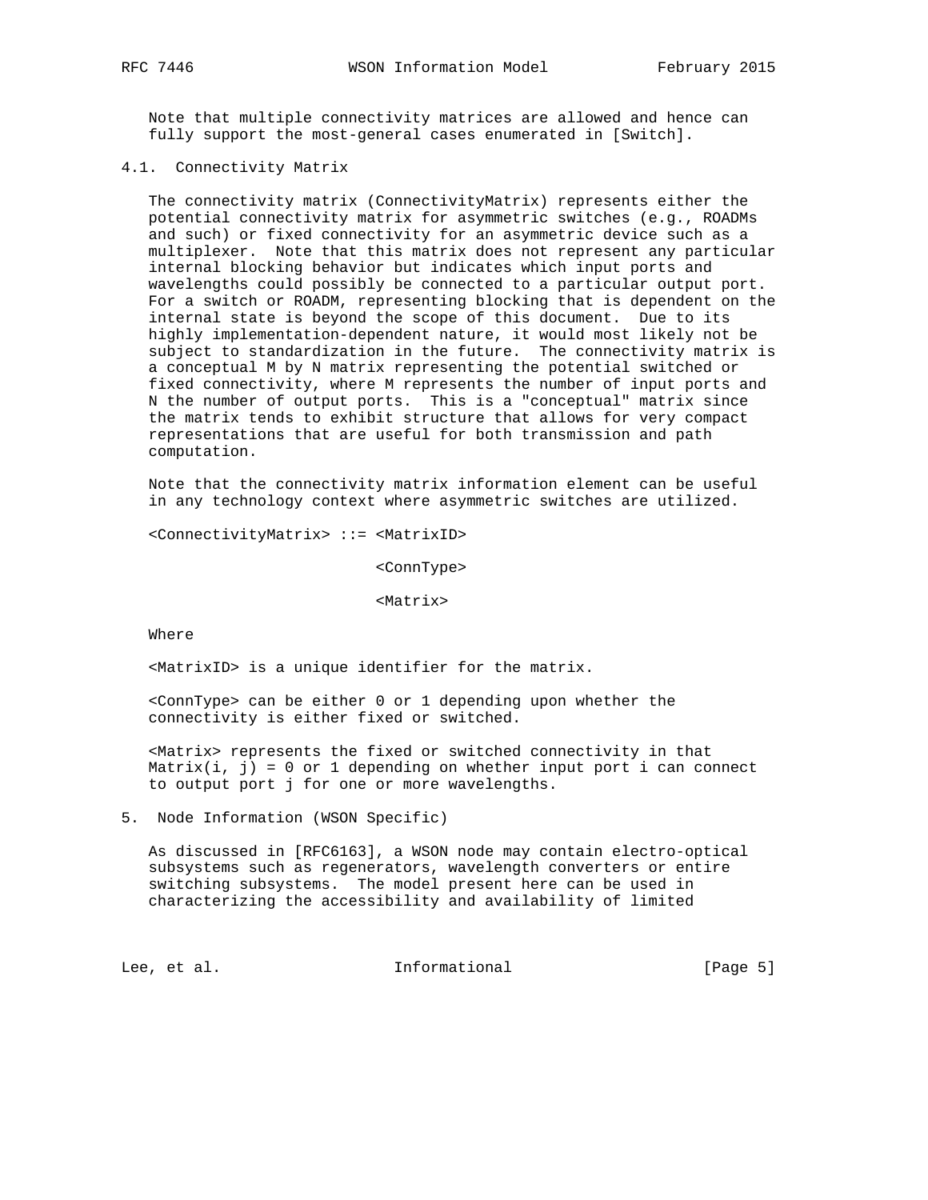Note that multiple connectivity matrices are allowed and hence can fully support the most-general cases enumerated in [Switch].

## 4.1. Connectivity Matrix

The connectivity matrix (ConnectivityMatrix) represents either the potential connectivity matrix for asymmetric switches (e.g., ROADMs and such) or fixed connectivity for an asymmetric device such as a multiplexer. Note that this matrix does not represent any particular internal blocking behavior but indicates which input ports and wavelengths could possibly be connected to a particular output port. For a switch or ROADM, representing blocking that is dependent on the internal state is beyond the scope of this document. Due to its highly implementation-dependent nature, it would most likely not be subject to standardization in the future. The connectivity matrix is a conceptual M by N matrix representing the potential switched or fixed connectivity, where M represents the number of input ports and N the number of output ports. This is a "conceptual" matrix since the matrix tends to exhibit structure that allows for very compact representations that are useful for both transmission and path computation.

Note that the connectivity matrix information element can be useful in any technology context where asymmetric switches are utilized.

```
<ConnectivityMatrix> ::= <MatrixID>

                         <ConnType>

                         <Matrix>
```

Where

<MatrixID> is a unique identifier for the matrix.

<ConnType> can be either 0 or 1 depending upon whether the connectivity is either fixed or switched.

<Matrix> represents the fixed or switched connectivity in that Matrix(i, j) = 0 or 1 depending on whether input port i can connect to output port j for one or more wavelengths.

# 5. Node Information (WSON Specific)

As discussed in [RFC6163], a WSON node may contain electro-optical subsystems such as regenerators, wavelength converters or entire switching subsystems. The model present here can be used in characterizing the accessibility and availability of limited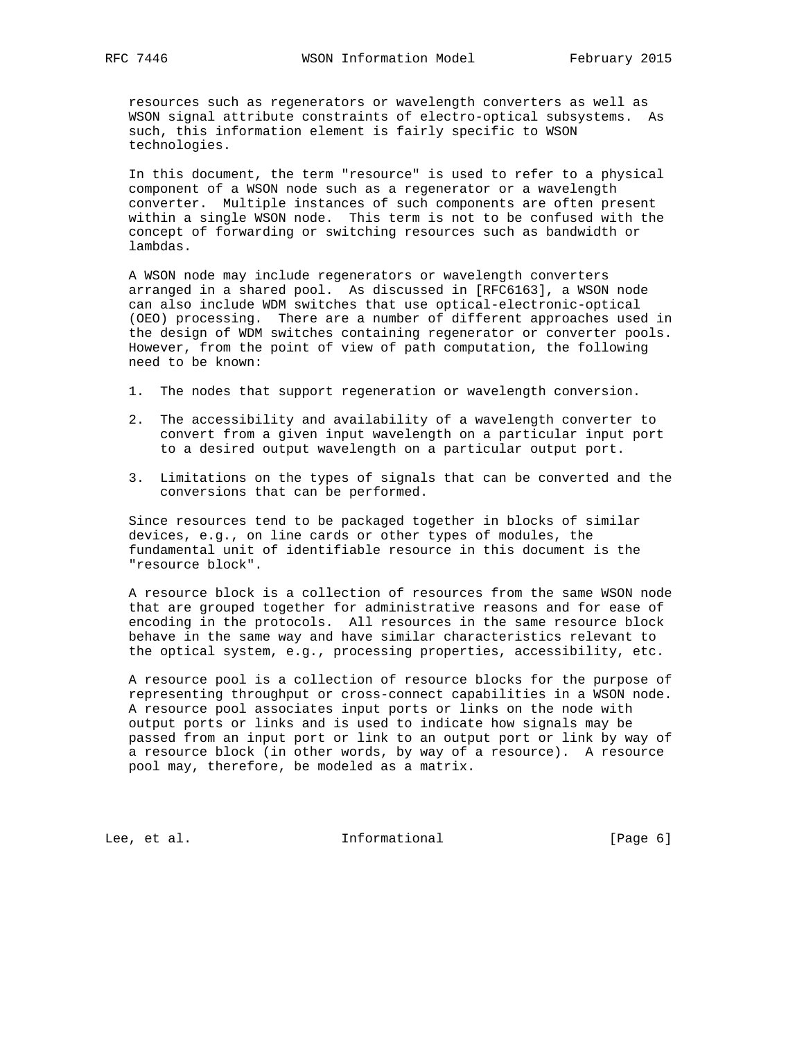resources such as regenerators or wavelength converters as well as WSON signal attribute constraints of electro-optical subsystems. As such, this information element is fairly specific to WSON technologies.

In this document, the term "resource" is used to refer to a physical component of a WSON node such as a regenerator or a wavelength converter. Multiple instances of such components are often present within a single WSON node. This term is not to be confused with the concept of forwarding or switching resources such as bandwidth or lambdas.

A WSON node may include regenerators or wavelength converters arranged in a shared pool. As discussed in [RFC6163], a WSON node can also include WDM switches that use optical-electronic-optical (OEO) processing. There are a number of different approaches used in the design of WDM switches containing regenerator or converter pools. However, from the point of view of path computation, the following need to be known:

1. The nodes that support regeneration or wavelength conversion.

2. The accessibility and availability of a wavelength converter to convert from a given input wavelength on a particular input port to a desired output wavelength on a particular output port.

3. Limitations on the types of signals that can be converted and the conversions that can be performed.

Since resources tend to be packaged together in blocks of similar devices, e.g., on line cards or other types of modules, the fundamental unit of identifiable resource in this document is the "resource block".

A resource block is a collection of resources from the same WSON node that are grouped together for administrative reasons and for ease of encoding in the protocols. All resources in the same resource block behave in the same way and have similar characteristics relevant to the optical system, e.g., processing properties, accessibility, etc.

A resource pool is a collection of resource blocks for the purpose of representing throughput or cross-connect capabilities in a WSON node. A resource pool associates input ports or links on the node with output ports or links and is used to indicate how signals may be passed from an input port or link to an output port or link by way of a resource block (in other words, by way of a resource). A resource pool may, therefore, be modeled as a matrix.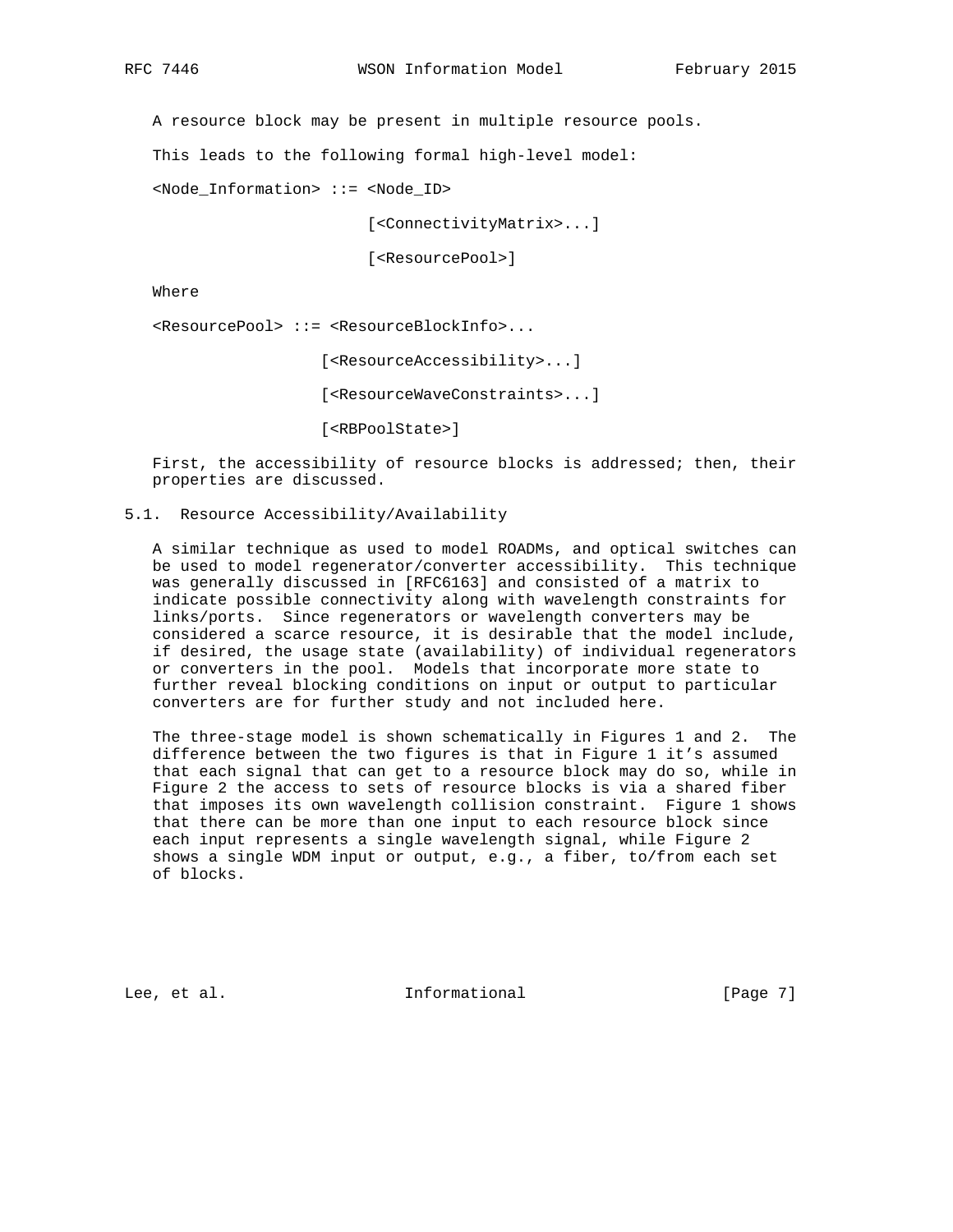A resource block may be present in multiple resource pools.

This leads to the following formal high-level model:

```
<Node_Information> ::= <Node_ID>

                       [<ConnectivityMatrix>...]

                       [<ResourcePool>]
```

Where

```
<ResourcePool> ::= <ResourceBlockInfo>...

                   [<ResourceAccessibility>...]

                   [<ResourceWaveConstraints>...]

                   [<RBPoolState>]
```

First, the accessibility of resource blocks is addressed; then, their properties are discussed.

## 5.1. Resource Accessibility/Availability

A similar technique as used to model ROADMs, and optical switches can be used to model regenerator/converter accessibility. This technique was generally discussed in [RFC6163] and consisted of a matrix to indicate possible connectivity along with wavelength constraints for links/ports. Since regenerators or wavelength converters may be considered a scarce resource, it is desirable that the model include, if desired, the usage state (availability) of individual regenerators or converters in the pool. Models that incorporate more state to further reveal blocking conditions on input or output to particular converters are for further study and not included here.

The three-stage model is shown schematically in Figures 1 and 2. The difference between the two figures is that in Figure 1 it's assumed that each signal that can get to a resource block may do so, while in Figure 2 the access to sets of resource blocks is via a shared fiber that imposes its own wavelength collision constraint. Figure 1 shows that there can be more than one input to each resource block since each input represents a single wavelength signal, while Figure 2 shows a single WDM input or output, e.g., a fiber, to/from each set of blocks.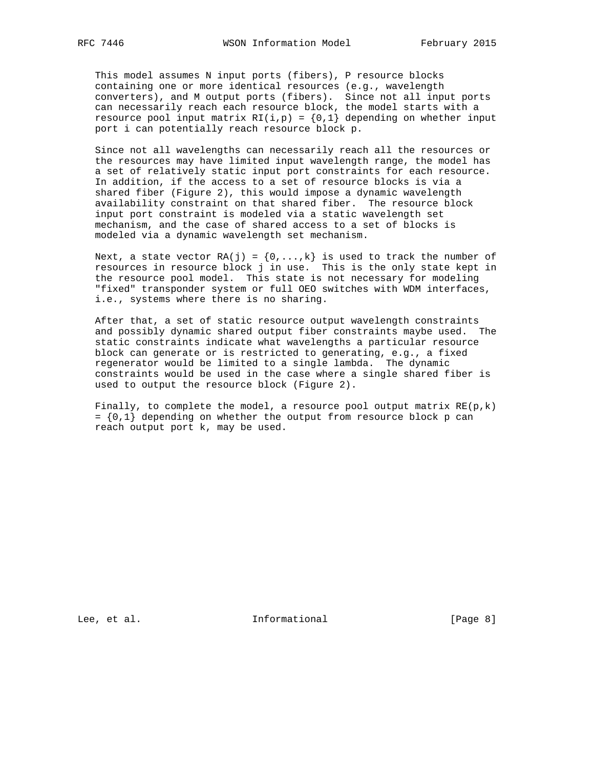This model assumes N input ports (fibers), P resource blocks containing one or more identical resources (e.g., wavelength converters), and M output ports (fibers). Since not all input ports can necessarily reach each resource block, the model starts with a resource pool input matrix $RI(i,p) = \{0,1\}$ depending on whether input port i can potentially reach resource block p.

Since not all wavelengths can necessarily reach all the resources or the resources may have limited input wavelength range, the model has a set of relatively static input port constraints for each resource. In addition, if the access to a set of resource blocks is via a shared fiber (Figure 2), this would impose a dynamic wavelength availability constraint on that shared fiber. The resource block input port constraint is modeled via a static wavelength set mechanism, and the case of shared access to a set of blocks is modeled via a dynamic wavelength set mechanism.

Next, a state vector $RA(j) = \{0,...,k\}$ is used to track the number of resources in resource block j in use. This is the only state kept in the resource pool model. This state is not necessary for modeling "fixed" transponder system or full OEO switches with WDM interfaces, i.e., systems where there is no sharing.

After that, a set of static resource output wavelength constraints and possibly dynamic shared output fiber constraints maybe used. The static constraints indicate what wavelengths a particular resource block can generate or is restricted to generating, e.g., a fixed regenerator would be limited to a single lambda. The dynamic constraints would be used in the case where a single shared fiber is used to output the resource block (Figure 2).

Finally, to complete the model, a resource pool output matrix $RE(p,k) = \{0,1\}$ depending on whether the output from resource block p can reach output port k, may be used.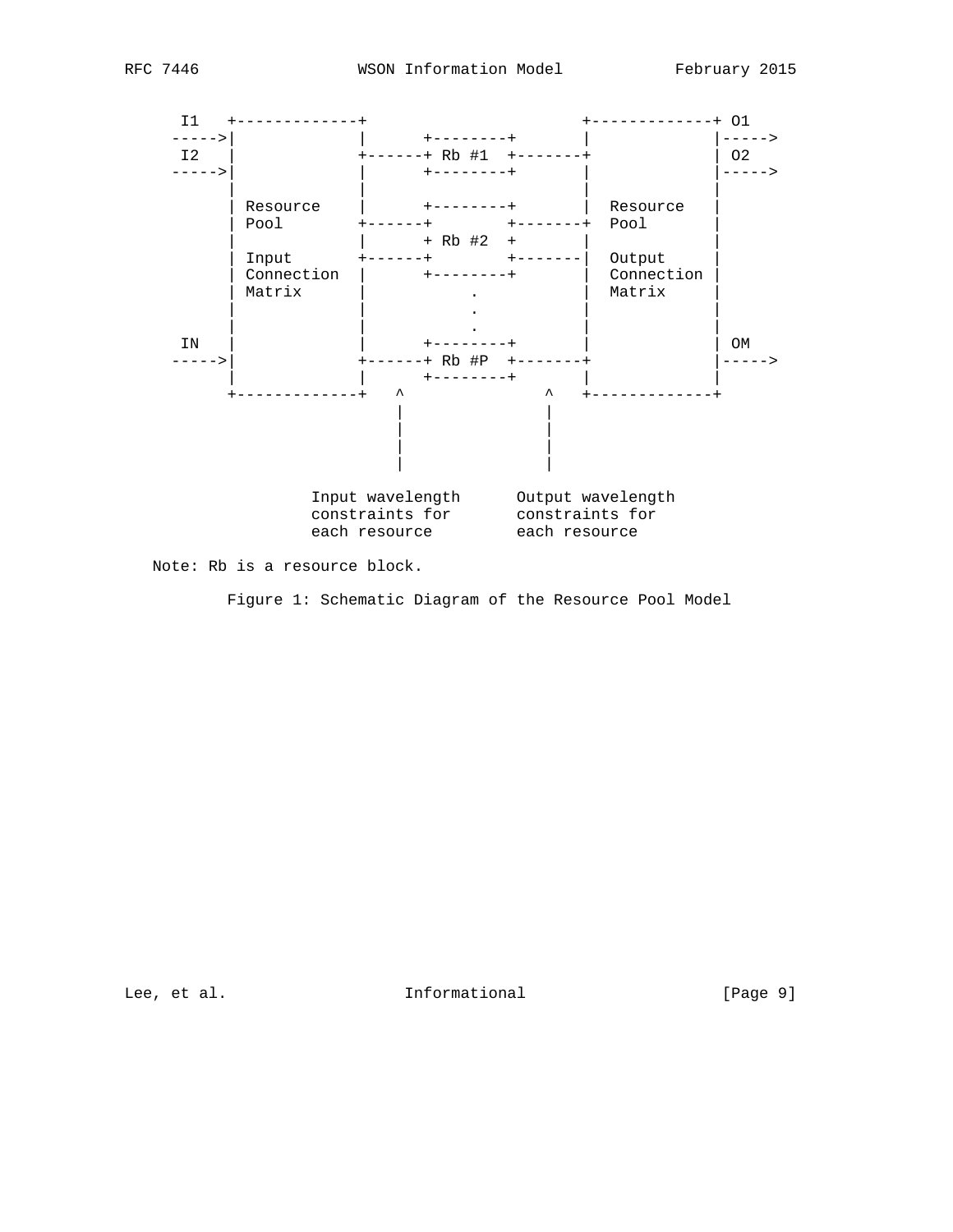```
      I1   +-------------+                       +-------------+ O1
     ----->|             |      +--------+       |             |----->
      I2   |             +------+ Rb #1  +-------+             | O2
     ----->|             |      +--------+       |             |----->
           |             |                       |             |
           | Resource    |      +--------+       |  Resource   |
           | Pool        +------+        +-------+  Pool       |
           |             |      + Rb #2  +       |             |
           | Input       +------+        +-------|  Output     |
           | Connection  |      +--------+       |  Connection |
           | Matrix      |          .            |  Matrix     |
           |             |          .            |             |
           |             |          .            |             |
      IN   |             |      +--------+       |             | OM
     ----->|             +------+ Rb #P  +-------+             |----->
           |             |      +--------+       |             |
           +-------------+   ^               ^   +-------------+
                             |               |
                             |               |
                             |               |
                             |               |

                    Input wavelength      Output wavelength
                    constraints for       constraints for
                    each resource         each resource
```

Note: Rb is a resource block.

Figure 1: Schematic Diagram of the Resource Pool Model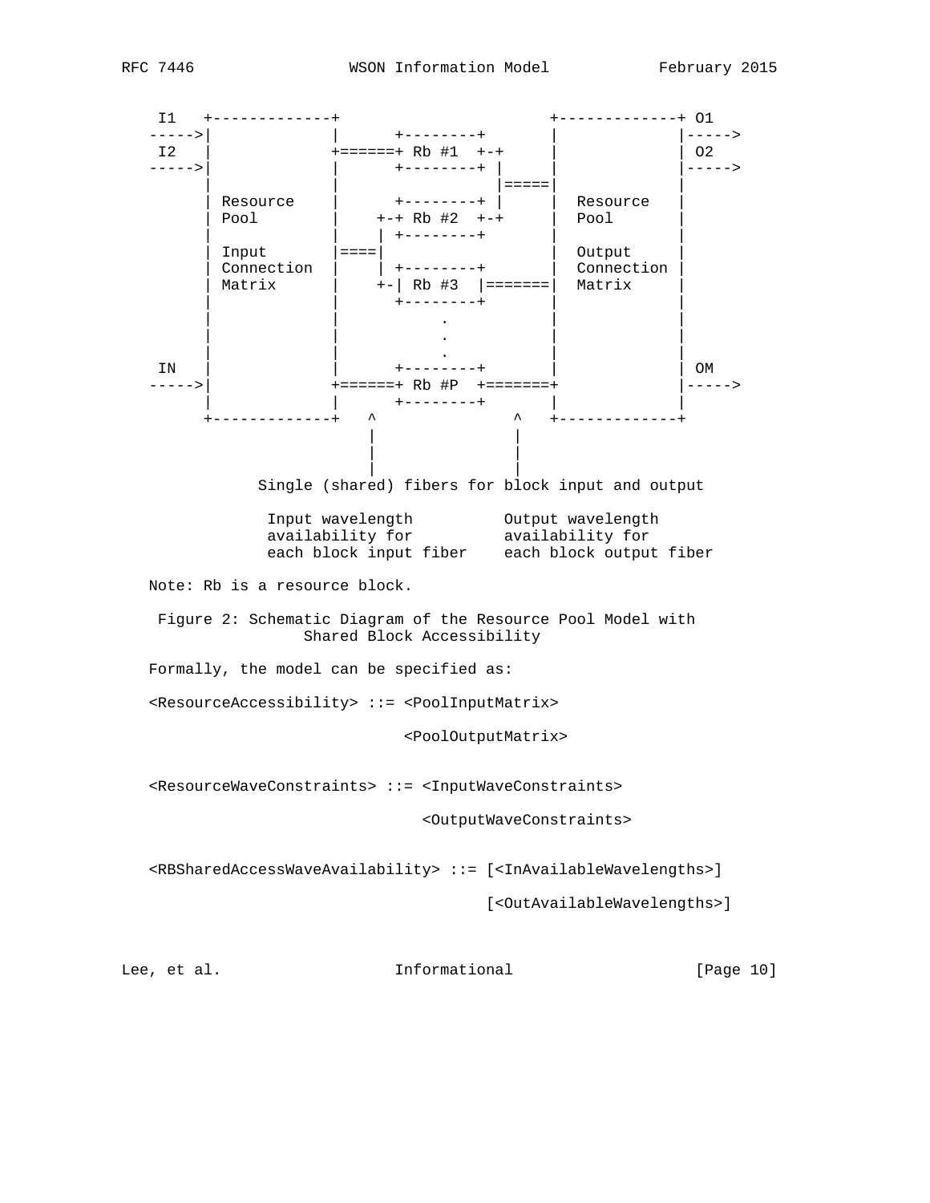```
 I1   +-------------+                       +-------------+ O1
----->|             |      +--------+       |             |----->
 I2   |             +======+ Rb #1  +-+     |             | O2
----->|             |      +--------+ |     |             |----->
      |             |                 |=====|             |
      | Resource    |      +--------+ |     |  Resource   |
      | Pool        |    +-+ Rb #2  +-+     |  Pool       |
      |             |    | +--------+       |             |
      | Input       |====|                  |  Output     |
      | Connection  |    | +--------+       |  Connection |
      | Matrix      |    +-| Rb #3  |=======|  Matrix     |
      |             |      +--------+       |             |
      |             |          .            |             |
      |             |          .            |             |
      |             |          .            |             |
 IN   |             |      +--------+       |             | OM
----->|             +======+ Rb #P  +=======+             |----->
      |             |      +--------+       |             |
      +-------------+   ^               ^   +-------------+
                        |               |
                        |               |
                        |               |
            Single (shared) fibers for block input and output

             Input wavelength          Output wavelength
             availability for          availability for
             each block input fiber    each block output fiber
```

Note: Rb is a resource block.

Figure 2: Schematic Diagram of the Resource Pool Model with Shared Block Accessibility

Formally, the model can be specified as:

```
<ResourceAccessibility> ::= <PoolInputMatrix>

                            <PoolOutputMatrix>


<ResourceWaveConstraints> ::= <InputWaveConstraints>

                              <OutputWaveConstraints>


<RBSharedAccessWaveAvailability> ::= [<InAvailableWavelengths>]

                                     [<OutAvailableWavelengths>]
```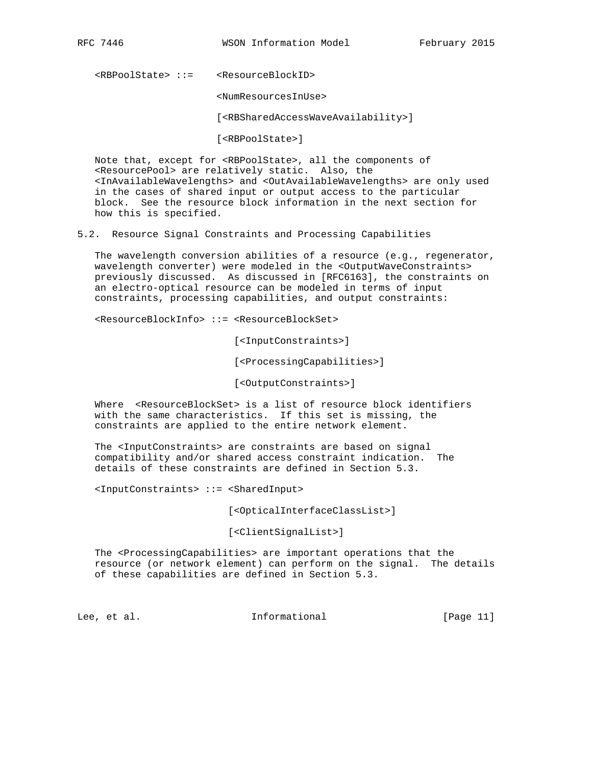```
<RBPoolState> ::=    <ResourceBlockID>

                     <NumResourcesInUse>

                     [<RBSharedAccessWaveAvailability>]

                     [<RBPoolState>]
```

Note that, except for <RBPoolState>, all the components of <ResourcePool> are relatively static. Also, the <InAvailableWavelengths> and <OutAvailableWavelengths> are only used in the cases of shared input or output access to the particular block. See the resource block information in the next section for how this is specified.

## 5.2. Resource Signal Constraints and Processing Capabilities

The wavelength conversion abilities of a resource (e.g., regenerator, wavelength converter) were modeled in the <OutputWaveConstraints> previously discussed. As discussed in [RFC6163], the constraints on an electro-optical resource can be modeled in terms of input constraints, processing capabilities, and output constraints:

```
<ResourceBlockInfo> ::= <ResourceBlockSet>

                        [<InputConstraints>]

                        [<ProcessingCapabilities>]

                        [<OutputConstraints>]
```

Where <ResourceBlockSet> is a list of resource block identifiers with the same characteristics. If this set is missing, the constraints are applied to the entire network element.

The <InputConstraints> are constraints are based on signal compatibility and/or shared access constraint indication. The details of these constraints are defined in Section 5.3.

```
<InputConstraints> ::= <SharedInput>

                       [<OpticalInterfaceClassList>]

                       [<ClientSignalList>]
```

The <ProcessingCapabilities> are important operations that the resource (or network element) can perform on the signal. The details of these capabilities are defined in Section 5.3.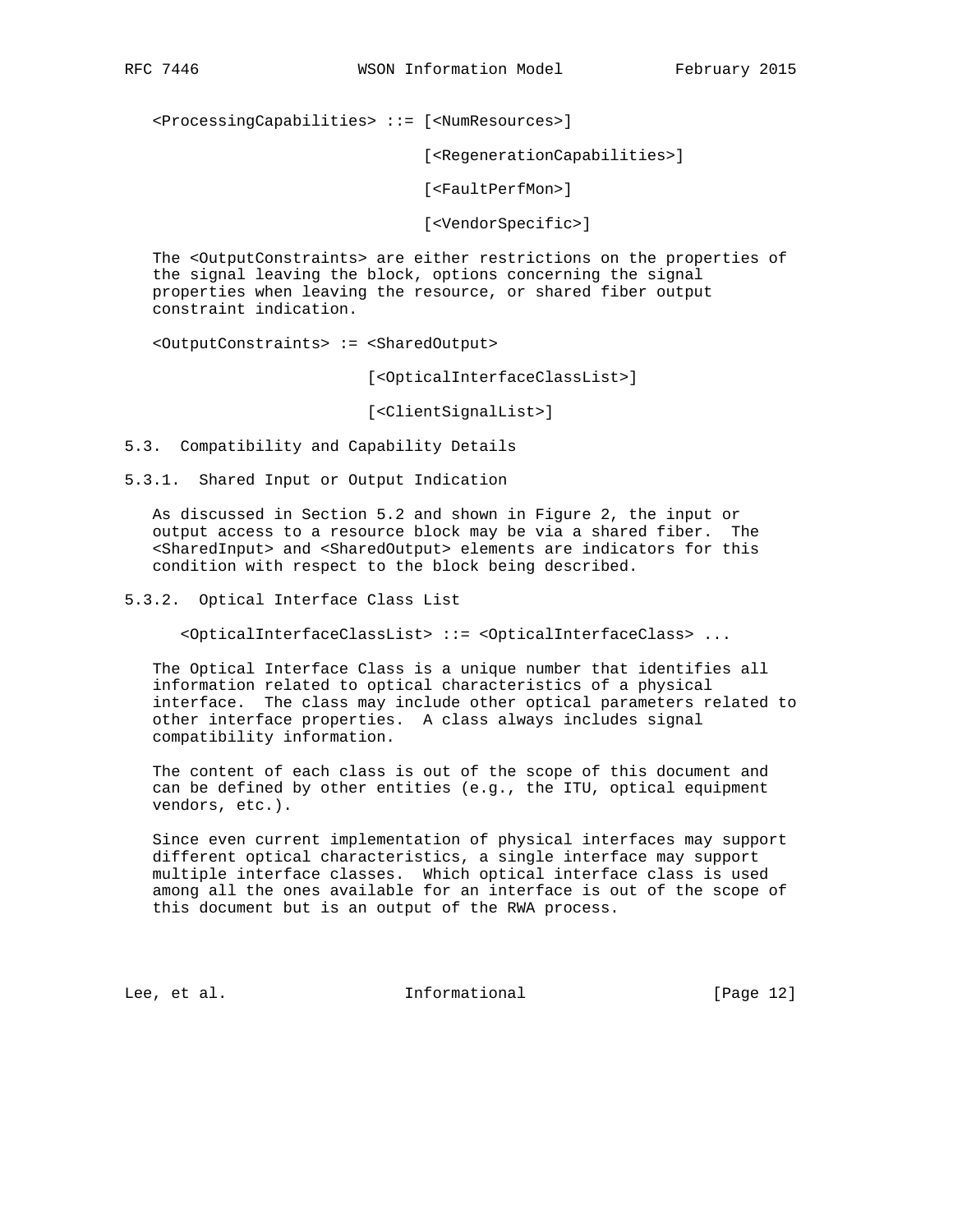```
<ProcessingCapabilities> ::= [<NumResources>]

                             [<RegenerationCapabilities>]

                             [<FaultPerfMon>]

                             [<VendorSpecific>]
```

The <OutputConstraints> are either restrictions on the properties of the signal leaving the block, options concerning the signal properties when leaving the resource, or shared fiber output constraint indication.

```
<OutputConstraints> := <SharedOutput>

                       [<OpticalInterfaceClassList>]

                       [<ClientSignalList>]
```

### 5.3. Compatibility and Capability Details

#### 5.3.1. Shared Input or Output Indication

As discussed in Section 5.2 and shown in Figure 2, the input or output access to a resource block may be via a shared fiber. The <SharedInput> and <SharedOutput> elements are indicators for this condition with respect to the block being described.

#### 5.3.2. Optical Interface Class List

```
<OpticalInterfaceClassList> ::= <OpticalInterfaceClass> ...
```

The Optical Interface Class is a unique number that identifies all information related to optical characteristics of a physical interface. The class may include other optical parameters related to other interface properties. A class always includes signal compatibility information.

The content of each class is out of the scope of this document and can be defined by other entities (e.g., the ITU, optical equipment vendors, etc.).

Since even current implementation of physical interfaces may support different optical characteristics, a single interface may support multiple interface classes. Which optical interface class is used among all the ones available for an interface is out of the scope of this document but is an output of the RWA process.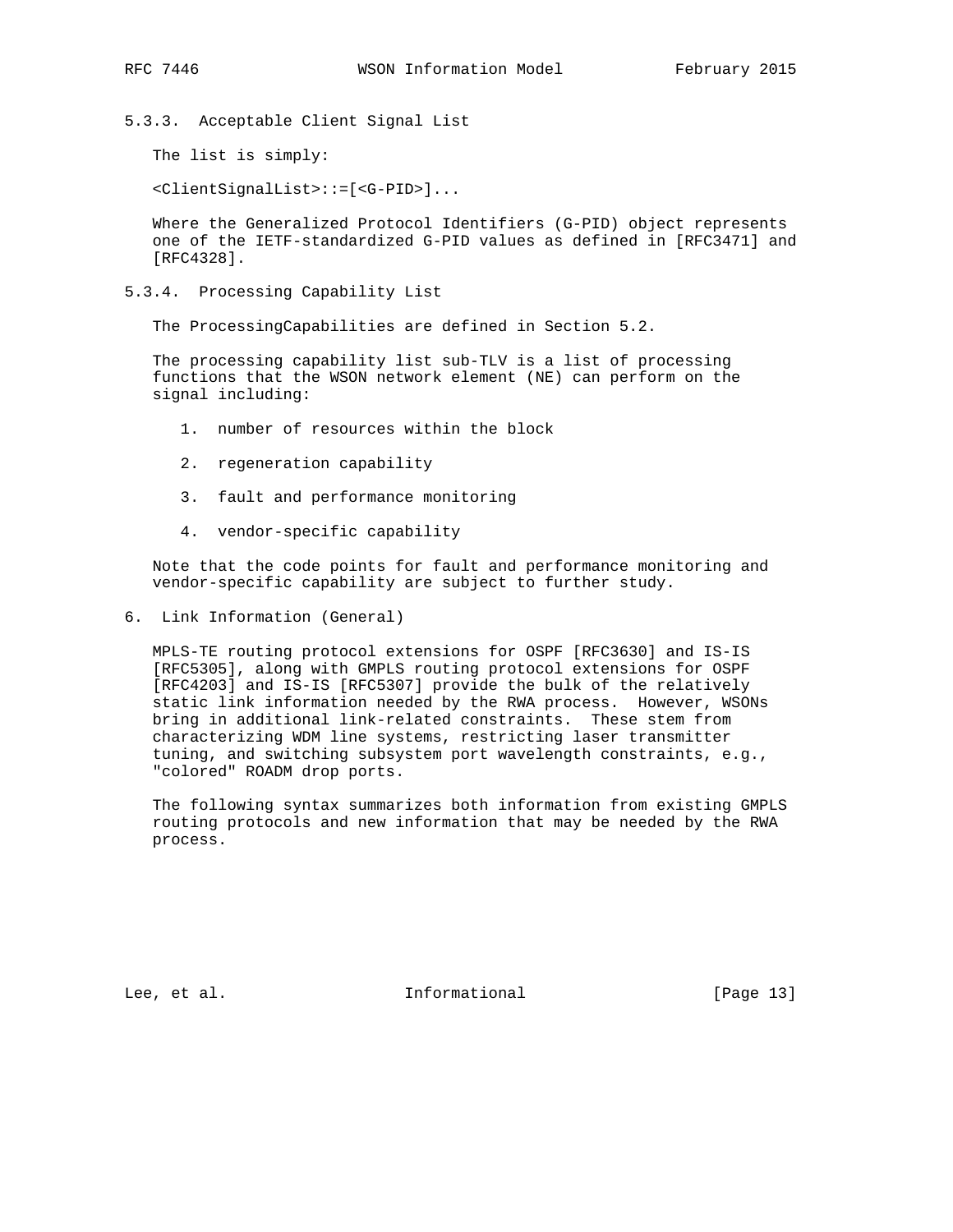### 5.3.3. Acceptable Client Signal List

The list is simply:

```
<ClientSignalList>::=[<G-PID>]...
```

Where the Generalized Protocol Identifiers (G-PID) object represents one of the IETF-standardized G-PID values as defined in [RFC3471] and [RFC4328].

### 5.3.4. Processing Capability List

The ProcessingCapabilities are defined in Section 5.2.

The processing capability list sub-TLV is a list of processing functions that the WSON network element (NE) can perform on the signal including:

1. number of resources within the block
2. regeneration capability
3. fault and performance monitoring
4. vendor-specific capability

Note that the code points for fault and performance monitoring and vendor-specific capability are subject to further study.

## 6. Link Information (General)

MPLS-TE routing protocol extensions for OSPF [RFC3630] and IS-IS [RFC5305], along with GMPLS routing protocol extensions for OSPF [RFC4203] and IS-IS [RFC5307] provide the bulk of the relatively static link information needed by the RWA process. However, WSONs bring in additional link-related constraints. These stem from characterizing WDM line systems, restricting laser transmitter tuning, and switching subsystem port wavelength constraints, e.g., "colored" ROADM drop ports.

The following syntax summarizes both information from existing GMPLS routing protocols and new information that may be needed by the RWA process.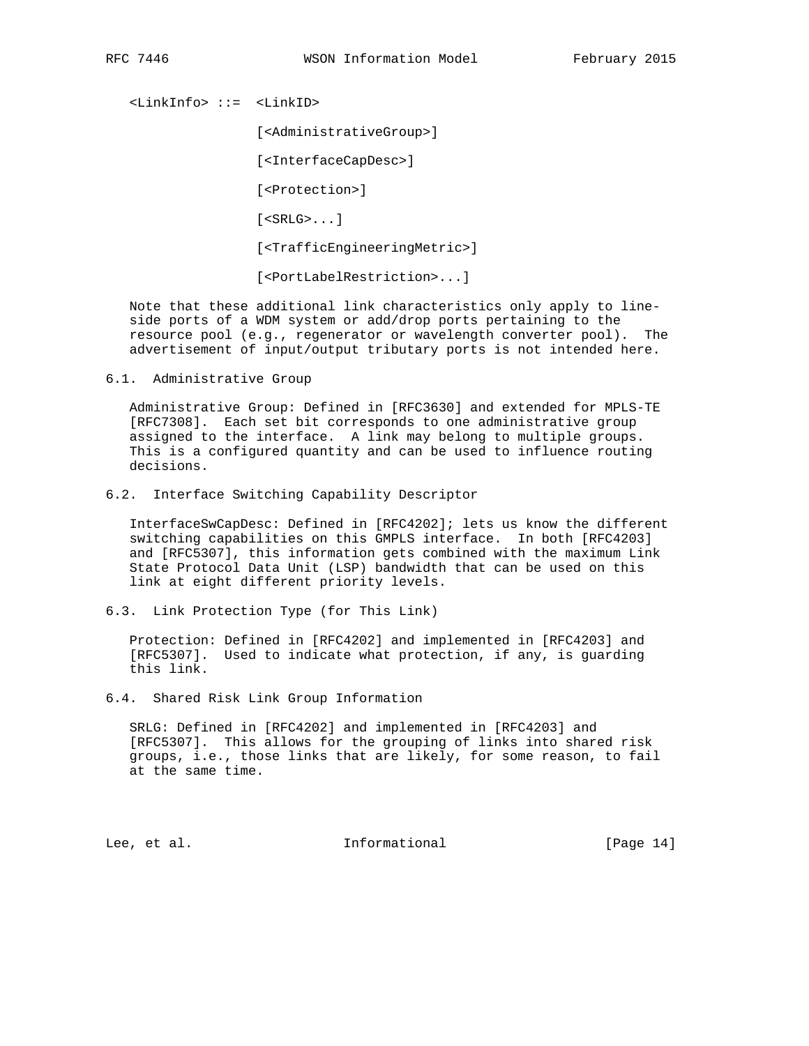```
<LinkInfo> ::=  <LinkID>

                [<AdministrativeGroup>]

                [<InterfaceCapDesc>]

                [<Protection>]

                [<SRLG>...]

                [<TrafficEngineeringMetric>]

                [<PortLabelRestriction>...]
```

Note that these additional link characteristics only apply to line-side ports of a WDM system or add/drop ports pertaining to the resource pool (e.g., regenerator or wavelength converter pool). The advertisement of input/output tributary ports is not intended here.

## 6.1. Administrative Group

Administrative Group: Defined in [RFC3630] and extended for MPLS-TE [RFC7308]. Each set bit corresponds to one administrative group assigned to the interface. A link may belong to multiple groups. This is a configured quantity and can be used to influence routing decisions.

## 6.2. Interface Switching Capability Descriptor

InterfaceSwCapDesc: Defined in [RFC4202]; lets us know the different switching capabilities on this GMPLS interface. In both [RFC4203] and [RFC5307], this information gets combined with the maximum Link State Protocol Data Unit (LSP) bandwidth that can be used on this link at eight different priority levels.

## 6.3. Link Protection Type (for This Link)

Protection: Defined in [RFC4202] and implemented in [RFC4203] and [RFC5307]. Used to indicate what protection, if any, is guarding this link.

## 6.4. Shared Risk Link Group Information

SRLG: Defined in [RFC4202] and implemented in [RFC4203] and [RFC5307]. This allows for the grouping of links into shared risk groups, i.e., those links that are likely, for some reason, to fail at the same time.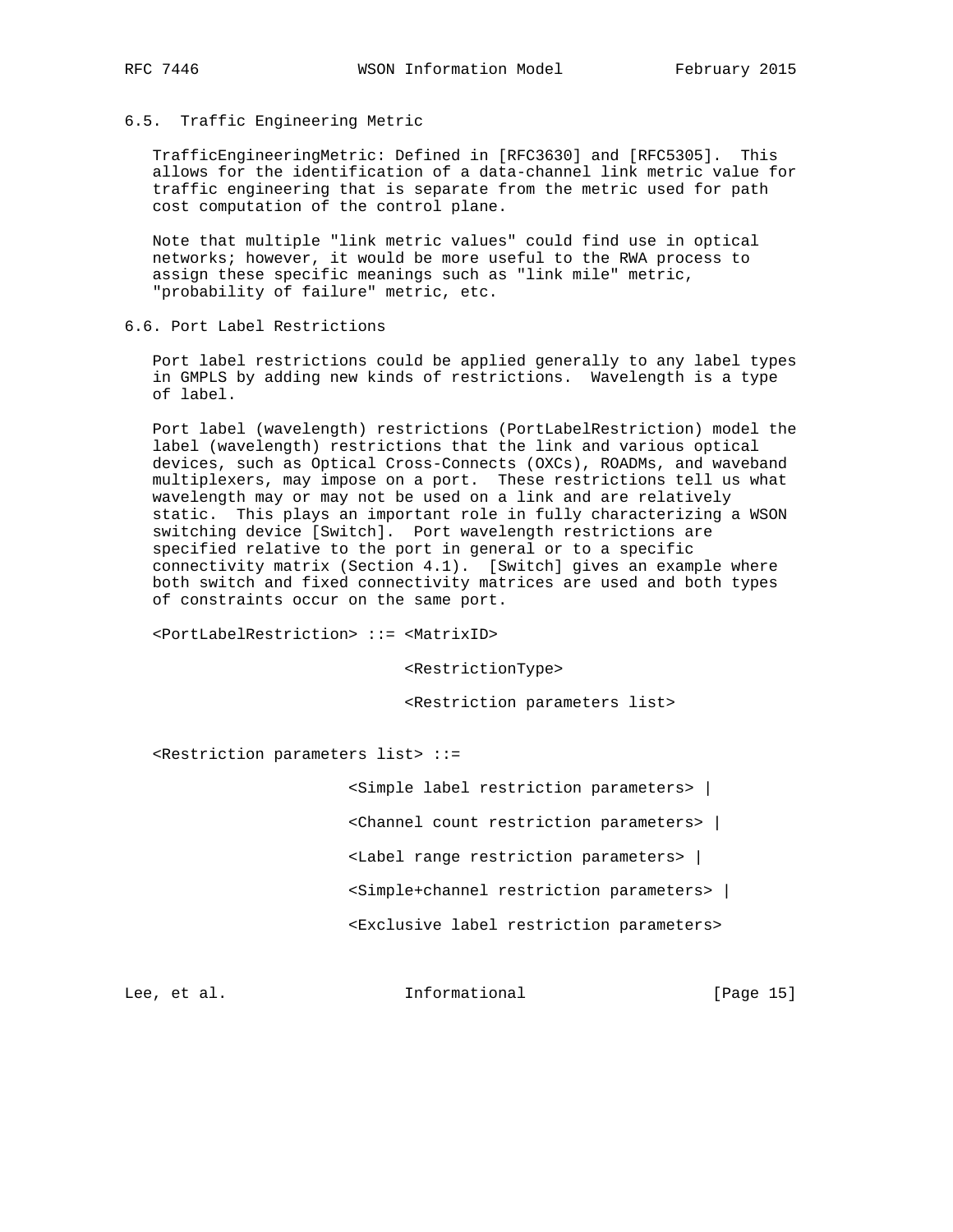## 6.5. Traffic Engineering Metric

TrafficEngineeringMetric: Defined in [RFC3630] and [RFC5305]. This allows for the identification of a data-channel link metric value for traffic engineering that is separate from the metric used for path cost computation of the control plane.

Note that multiple "link metric values" could find use in optical networks; however, it would be more useful to the RWA process to assign these specific meanings such as "link mile" metric, "probability of failure" metric, etc.

## 6.6. Port Label Restrictions

Port label restrictions could be applied generally to any label types in GMPLS by adding new kinds of restrictions. Wavelength is a type of label.

Port label (wavelength) restrictions (PortLabelRestriction) model the label (wavelength) restrictions that the link and various optical devices, such as Optical Cross-Connects (OXCs), ROADMs, and waveband multiplexers, may impose on a port. These restrictions tell us what wavelength may or may not be used on a link and are relatively static. This plays an important role in fully characterizing a WSON switching device [Switch]. Port wavelength restrictions are specified relative to the port in general or to a specific connectivity matrix (Section 4.1). [Switch] gives an example where both switch and fixed connectivity matrices are used and both types of constraints occur on the same port.

```
<PortLabelRestriction> ::= <MatrixID>

                           <RestrictionType>

                           <Restriction parameters list>


<Restriction parameters list> ::=

                     <Simple label restriction parameters> |

                     <Channel count restriction parameters> |

                     <Label range restriction parameters> |

                     <Simple+channel restriction parameters> |

                     <Exclusive label restriction parameters>
```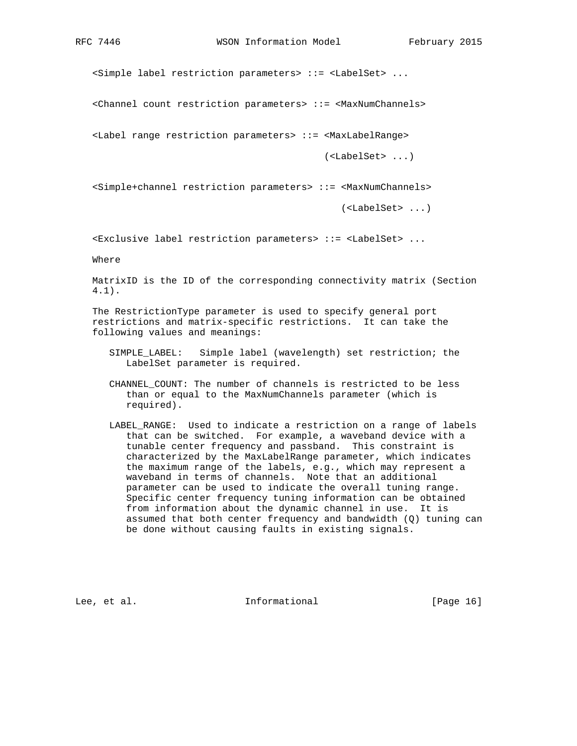```
<Simple label restriction parameters> ::= <LabelSet> ...

<Channel count restriction parameters> ::= <MaxNumChannels>

<Label range restriction parameters> ::= <MaxLabelRange>
                                          (<LabelSet> ...)

<Simple+channel restriction parameters> ::= <MaxNumChannels>
                                             (<LabelSet> ...)

<Exclusive label restriction parameters> ::= <LabelSet> ...
```

Where

MatrixID is the ID of the corresponding connectivity matrix (Section 4.1).

The RestrictionType parameter is used to specify general port restrictions and matrix-specific restrictions. It can take the following values and meanings:

SIMPLE_LABEL: Simple label (wavelength) set restriction; the LabelSet parameter is required.

CHANNEL_COUNT: The number of channels is restricted to be less than or equal to the MaxNumChannels parameter (which is required).

LABEL_RANGE: Used to indicate a restriction on a range of labels that can be switched. For example, a waveband device with a tunable center frequency and passband. This constraint is characterized by the MaxLabelRange parameter, which indicates the maximum range of the labels, e.g., which may represent a waveband in terms of channels. Note that an additional parameter can be used to indicate the overall tuning range. Specific center frequency tuning information can be obtained from information about the dynamic channel in use. It is assumed that both center frequency and bandwidth (Q) tuning can be done without causing faults in existing signals.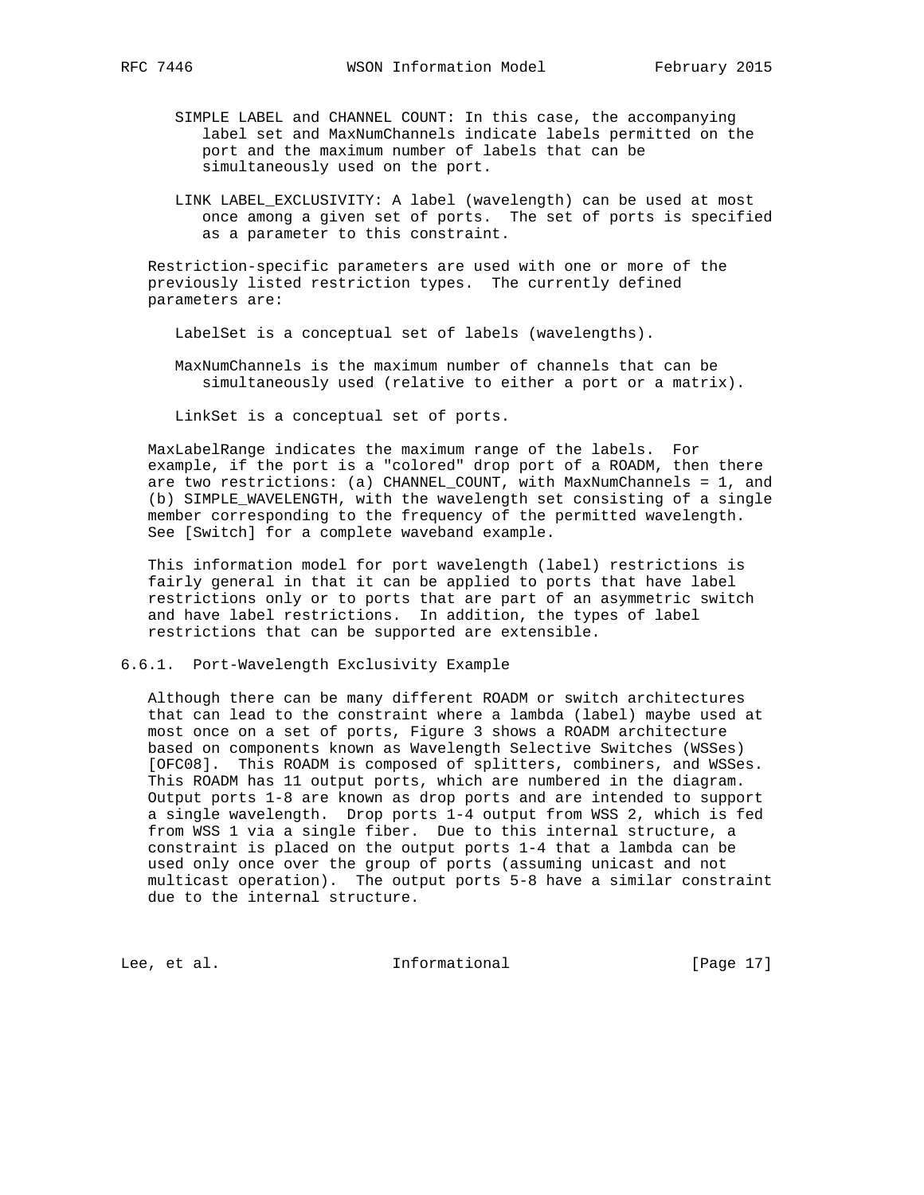SIMPLE LABEL and CHANNEL COUNT: In this case, the accompanying label set and MaxNumChannels indicate labels permitted on the port and the maximum number of labels that can be simultaneously used on the port.

LINK LABEL_EXCLUSIVITY: A label (wavelength) can be used at most once among a given set of ports. The set of ports is specified as a parameter to this constraint.

Restriction-specific parameters are used with one or more of the previously listed restriction types. The currently defined parameters are:

LabelSet is a conceptual set of labels (wavelengths).

MaxNumChannels is the maximum number of channels that can be simultaneously used (relative to either a port or a matrix).

LinkSet is a conceptual set of ports.

MaxLabelRange indicates the maximum range of the labels. For example, if the port is a "colored" drop port of a ROADM, then there are two restrictions: (a) CHANNEL_COUNT, with MaxNumChannels = 1, and (b) SIMPLE_WAVELENGTH, with the wavelength set consisting of a single member corresponding to the frequency of the permitted wavelength. See [Switch] for a complete waveband example.

This information model for port wavelength (label) restrictions is fairly general in that it can be applied to ports that have label restrictions only or to ports that are part of an asymmetric switch and have label restrictions. In addition, the types of label restrictions that can be supported are extensible.

### 6.6.1. Port-Wavelength Exclusivity Example

Although there can be many different ROADM or switch architectures that can lead to the constraint where a lambda (label) maybe used at most once on a set of ports, Figure 3 shows a ROADM architecture based on components known as Wavelength Selective Switches (WSSes) [OFC08]. This ROADM is composed of splitters, combiners, and WSSes. This ROADM has 11 output ports, which are numbered in the diagram. Output ports 1-8 are known as drop ports and are intended to support a single wavelength. Drop ports 1-4 output from WSS 2, which is fed from WSS 1 via a single fiber. Due to this internal structure, a constraint is placed on the output ports 1-4 that a lambda can be used only once over the group of ports (assuming unicast and not multicast operation). The output ports 5-8 have a similar constraint due to the internal structure.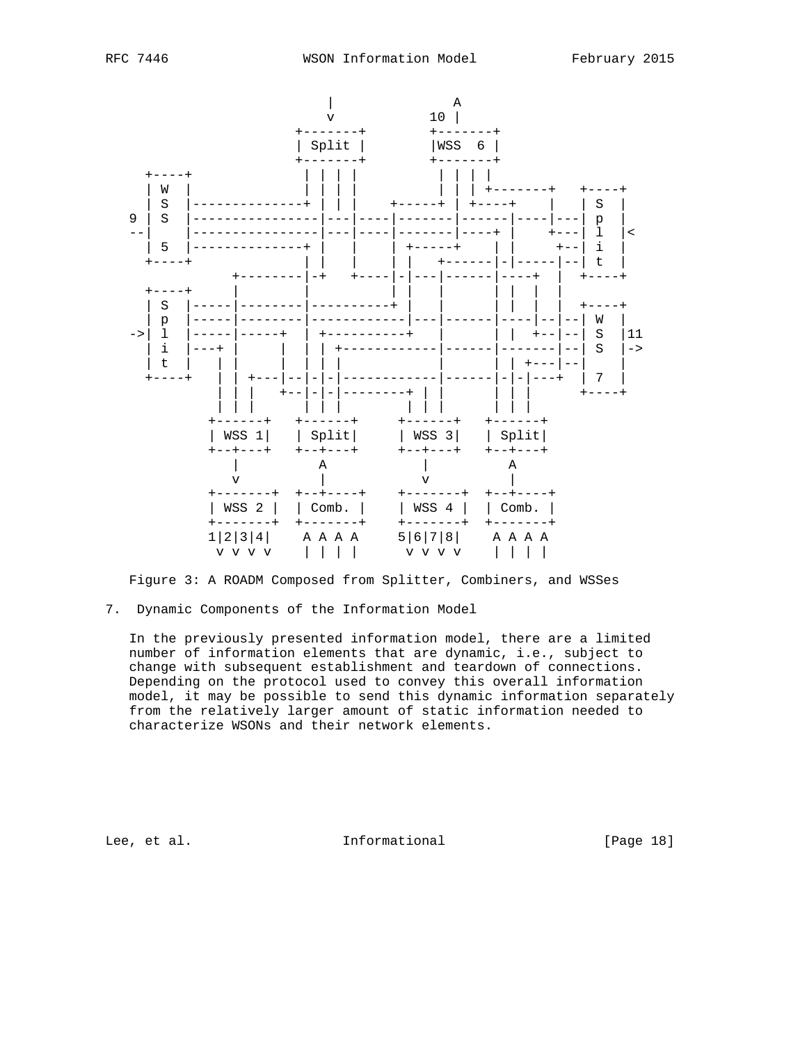```
                        |              A
                        v           10 |
                    +-------+        +-------+
                    | Split |        |WSS  6 |
                    +-------+        +-------+
     +----+          | | | |          | | | |
     | W  |          | | | |          | | | +-------+   +----+
     | S  |--------------+ | | |     +-----+ | +----+    |   | S  |
   9 | S  |----------------|---|----|-------|------|----|---| p  |
   --|    |----------------|---|----|-------|----+ |    +---| l  |<
     | 5  |--------------+ |   |    | +-----+    | |     +--| i  |
     +----+              | |   |    | |   +------|-|-----|--| t  |
              +--------|-+   +----|-|---|------|----+  |  +----+
     +----+     |          |          | |   |      | |   |  |
     | S  |-----|--------|----------+ |   |      | |   |  |  +----+
     | p  |-----|--------|------------|---|------|----|--|--| W  |
   ->| l  |-----|-----+  | +----------+   |      | |  +--|--| S  |11
     | i  |---+ |     |  | | +------------|------|-------|--| S  |->
     | t  |   | |     |  | | |            |      | | +---|--|    |
     +----+   | | +---|--|-|-|------------|------|-|-|---+  | 7  |
              | | |   +--|-|-|--------+ | |      | | |      +----+
              | | |      | | |        | | |      | | |
            +------+   +------+     +------+   +------+
            | WSS 1|   | Split|     | WSS 3|   | Split|
            +--+---+   +--+---+     +--+---+   +--+---+
               |          A            |          A
               v          |            v          |
            +-------+  +--+----+    +-------+  +--+----+
            | WSS 2 |  | Comb. |    | WSS 4 |  | Comb. |
            +-------+  +-------+    +-------+  +-------+
            1|2|3|4|    A A A A     5|6|7|8|    A A A A
             v v v v    | | | |      v v v v    | | | |
```

Figure 3: A ROADM Composed from Splitter, Combiners, and WSSes

## 7. Dynamic Components of the Information Model

In the previously presented information model, there are a limited number of information elements that are dynamic, i.e., subject to change with subsequent establishment and teardown of connections. Depending on the protocol used to convey this overall information model, it may be possible to send this dynamic information separately from the relatively larger amount of static information needed to characterize WSONs and their network elements.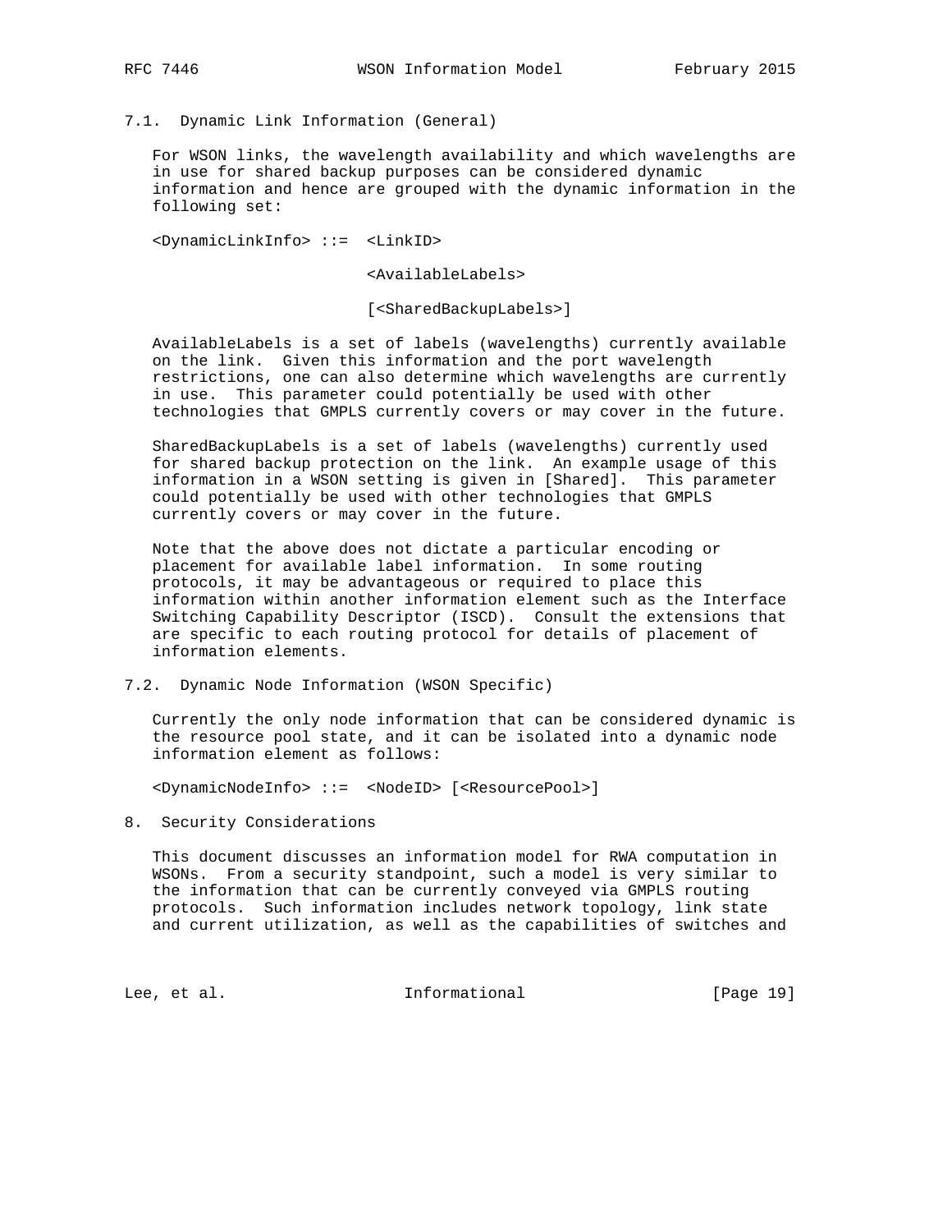## 7.1. Dynamic Link Information (General)

For WSON links, the wavelength availability and which wavelengths are in use for shared backup purposes can be considered dynamic information and hence are grouped with the dynamic information in the following set:

```
<DynamicLinkInfo> ::=  <LinkID>

                       <AvailableLabels>

                       [<SharedBackupLabels>]
```

AvailableLabels is a set of labels (wavelengths) currently available on the link. Given this information and the port wavelength restrictions, one can also determine which wavelengths are currently in use. This parameter could potentially be used with other technologies that GMPLS currently covers or may cover in the future.

SharedBackupLabels is a set of labels (wavelengths) currently used for shared backup protection on the link. An example usage of this information in a WSON setting is given in [Shared]. This parameter could potentially be used with other technologies that GMPLS currently covers or may cover in the future.

Note that the above does not dictate a particular encoding or placement for available label information. In some routing protocols, it may be advantageous or required to place this information within another information element such as the Interface Switching Capability Descriptor (ISCD). Consult the extensions that are specific to each routing protocol for details of placement of information elements.

## 7.2. Dynamic Node Information (WSON Specific)

Currently the only node information that can be considered dynamic is the resource pool state, and it can be isolated into a dynamic node information element as follows:

```
<DynamicNodeInfo> ::=  <NodeID> [<ResourcePool>]
```

# 8. Security Considerations

This document discusses an information model for RWA computation in WSONs. From a security standpoint, such a model is very similar to the information that can be currently conveyed via GMPLS routing protocols. Such information includes network topology, link state and current utilization, as well as the capabilities of switches and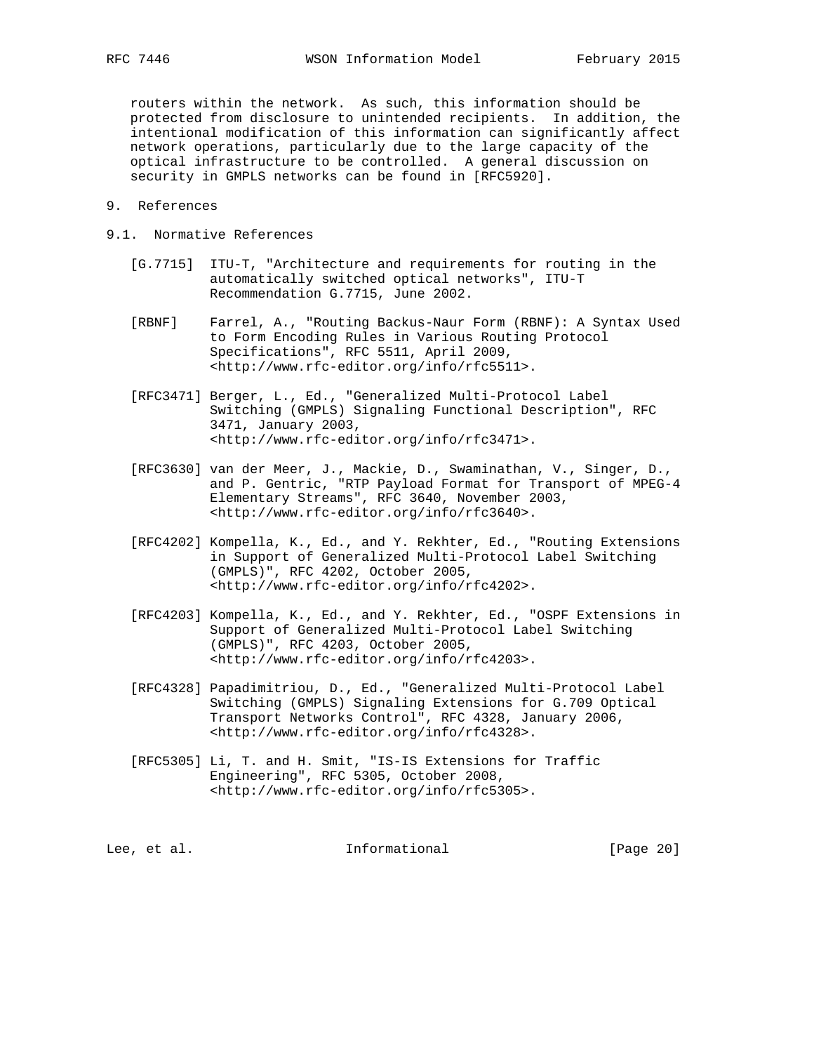routers within the network. As such, this information should be protected from disclosure to unintended recipients. In addition, the intentional modification of this information can significantly affect network operations, particularly due to the large capacity of the optical infrastructure to be controlled. A general discussion on security in GMPLS networks can be found in [RFC5920].

# 9. References

## 9.1. Normative References

[G.7715] ITU-T, "Architecture and requirements for routing in the automatically switched optical networks", ITU-T Recommendation G.7715, June 2002.

[RBNF] Farrel, A., "Routing Backus-Naur Form (RBNF): A Syntax Used to Form Encoding Rules in Various Routing Protocol Specifications", RFC 5511, April 2009, <http://www.rfc-editor.org/info/rfc5511>.

[RFC3471] Berger, L., Ed., "Generalized Multi-Protocol Label Switching (GMPLS) Signaling Functional Description", RFC 3471, January 2003, <http://www.rfc-editor.org/info/rfc3471>.

[RFC3630] van der Meer, J., Mackie, D., Swaminathan, V., Singer, D., and P. Gentric, "RTP Payload Format for Transport of MPEG-4 Elementary Streams", RFC 3640, November 2003, <http://www.rfc-editor.org/info/rfc3640>.

[RFC4202] Kompella, K., Ed., and Y. Rekhter, Ed., "Routing Extensions in Support of Generalized Multi-Protocol Label Switching (GMPLS)", RFC 4202, October 2005, <http://www.rfc-editor.org/info/rfc4202>.

[RFC4203] Kompella, K., Ed., and Y. Rekhter, Ed., "OSPF Extensions in Support of Generalized Multi-Protocol Label Switching (GMPLS)", RFC 4203, October 2005, <http://www.rfc-editor.org/info/rfc4203>.

[RFC4328] Papadimitriou, D., Ed., "Generalized Multi-Protocol Label Switching (GMPLS) Signaling Extensions for G.709 Optical Transport Networks Control", RFC 4328, January 2006, <http://www.rfc-editor.org/info/rfc4328>.

[RFC5305] Li, T. and H. Smit, "IS-IS Extensions for Traffic Engineering", RFC 5305, October 2008, <http://www.rfc-editor.org/info/rfc5305>.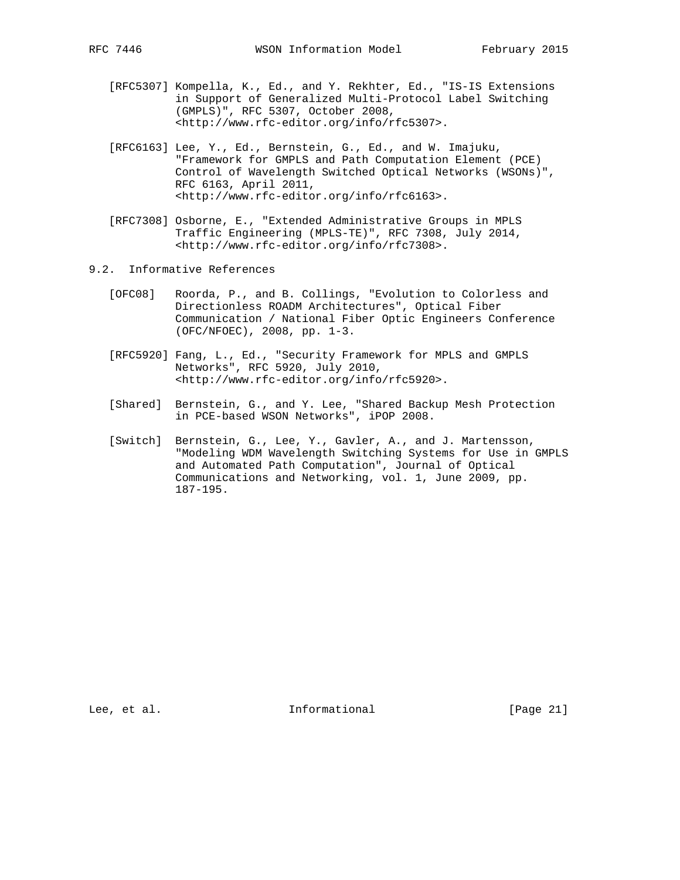[RFC5307] Kompella, K., Ed., and Y. Rekhter, Ed., "IS-IS Extensions in Support of Generalized Multi-Protocol Label Switching (GMPLS)", RFC 5307, October 2008, <http://www.rfc-editor.org/info/rfc5307>.

[RFC6163] Lee, Y., Ed., Bernstein, G., Ed., and W. Imajuku, "Framework for GMPLS and Path Computation Element (PCE) Control of Wavelength Switched Optical Networks (WSONs)", RFC 6163, April 2011, <http://www.rfc-editor.org/info/rfc6163>.

[RFC7308] Osborne, E., "Extended Administrative Groups in MPLS Traffic Engineering (MPLS-TE)", RFC 7308, July 2014, <http://www.rfc-editor.org/info/rfc7308>.

## 9.2. Informative References

[OFC08] Roorda, P., and B. Collings, "Evolution to Colorless and Directionless ROADM Architectures", Optical Fiber Communication / National Fiber Optic Engineers Conference (OFC/NFOEC), 2008, pp. 1-3.

[RFC5920] Fang, L., Ed., "Security Framework for MPLS and GMPLS Networks", RFC 5920, July 2010, <http://www.rfc-editor.org/info/rfc5920>.

[Shared] Bernstein, G., and Y. Lee, "Shared Backup Mesh Protection in PCE-based WSON Networks", iPOP 2008.

[Switch] Bernstein, G., Lee, Y., Gavler, A., and J. Martensson, "Modeling WDM Wavelength Switching Systems for Use in GMPLS and Automated Path Computation", Journal of Optical Communications and Networking, vol. 1, June 2009, pp. 187-195.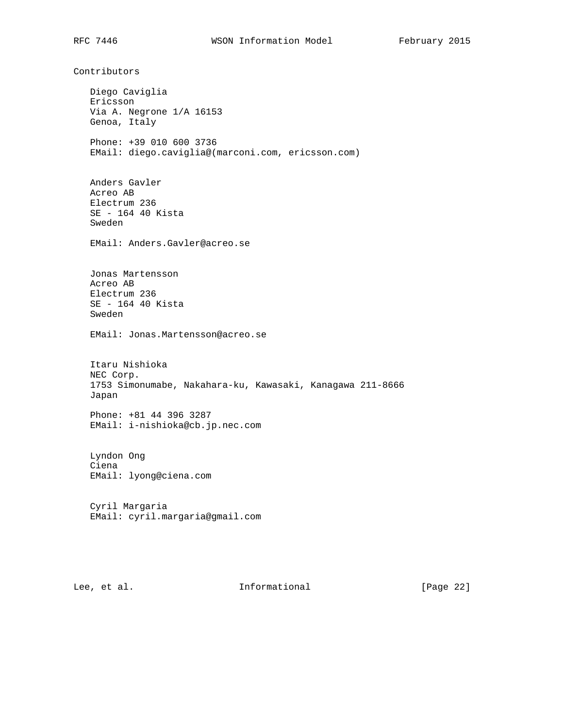## Contributors

Diego Caviglia
Ericsson
Via A. Negrone 1/A 16153
Genoa, Italy

Phone: +39 010 600 3736
EMail: diego.caviglia@(marconi.com, ericsson.com)

Anders Gavler
Acreo AB
Electrum 236
SE - 164 40 Kista
Sweden

EMail: Anders.Gavler@acreo.se

Jonas Martensson
Acreo AB
Electrum 236
SE - 164 40 Kista
Sweden

EMail: Jonas.Martensson@acreo.se

Itaru Nishioka
NEC Corp.
1753 Simonumabe, Nakahara-ku, Kawasaki, Kanagawa 211-8666
Japan

Phone: +81 44 396 3287
EMail: i-nishioka@cb.jp.nec.com

Lyndon Ong
Ciena
EMail: lyong@ciena.com

Cyril Margaria
EMail: cyril.margaria@gmail.com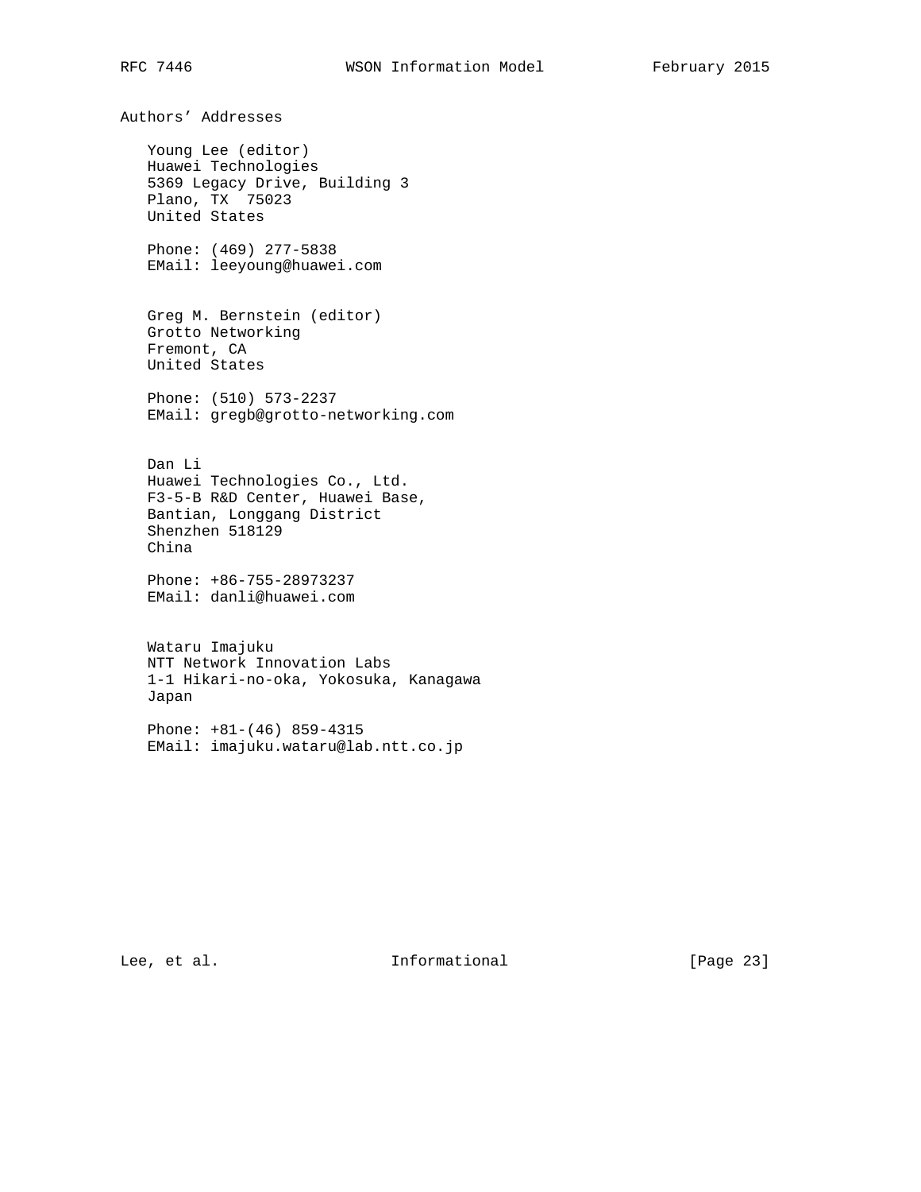## Authors' Addresses

Young Lee (editor)
Huawei Technologies
5369 Legacy Drive, Building 3
Plano, TX  75023
United States

Phone: (469) 277-5838
EMail: leeyoung@huawei.com

Greg M. Bernstein (editor)
Grotto Networking
Fremont, CA
United States

Phone: (510) 573-2237
EMail: gregb@grotto-networking.com

Dan Li
Huawei Technologies Co., Ltd.
F3-5-B R&D Center, Huawei Base,
Bantian, Longgang District
Shenzhen 518129
China

Phone: +86-755-28973237
EMail: danli@huawei.com

Wataru Imajuku
NTT Network Innovation Labs
1-1 Hikari-no-oka, Yokosuka, Kanagawa
Japan

Phone: +81-(46) 859-4315
EMail: imajuku.wataru@lab.ntt.co.jp